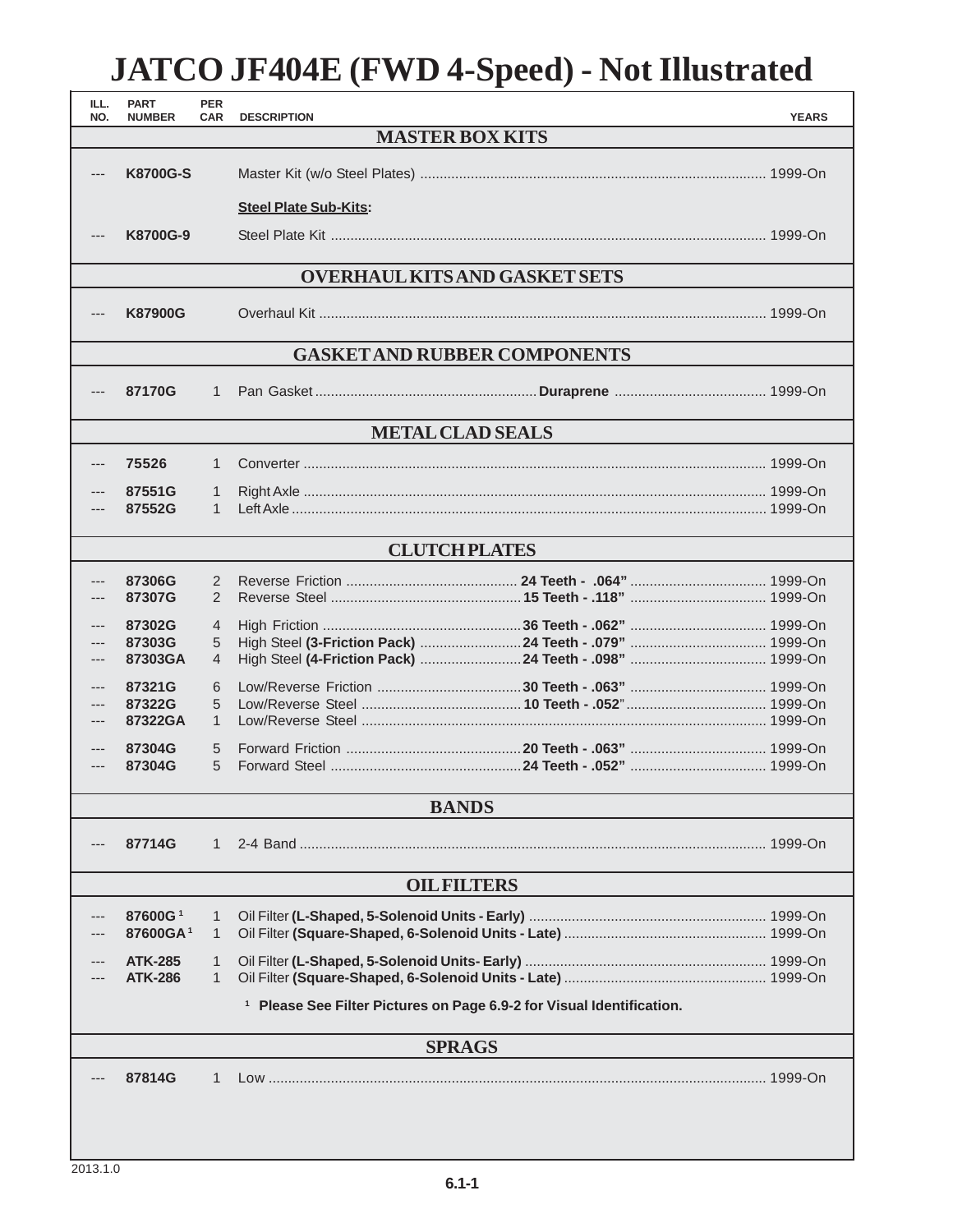# JATCO JF404E (FWD 4-Speed) - Not Illustrated

| ILL. NO. | PART NUMBER | PER CAR | DESCRIPTION | YEARS |
|---|---|---|---|---|
| | | | **MASTER BOX KITS** | |
| --- | **K8700G-S** | | Master Kit (w/o Steel Plates) | 1999-On |
| | | | **Steel Plate Sub-Kits:** | |
| --- | **K8700G-9** | | Steel Plate Kit | 1999-On |
| | | | **OVERHAUL KITS AND GASKET SETS** | |
| --- | **K87900G** | | Overhaul Kit | 1999-On |
| | | | **GASKET AND RUBBER COMPONENTS** | |
| --- | **87170G** | 1 | Pan Gasket **Duraprene** | 1999-On |
| | | | **METAL CLAD SEALS** | |
| --- | **75526** | 1 | Converter | 1999-On |
| --- | **87551G** | 1 | Right Axle | 1999-On |
| --- | **87552G** | 1 | Left Axle | 1999-On |
| | | | **CLUTCH PLATES** | |
| --- | **87306G** | 2 | Reverse Friction **24 Teeth - .064"** | 1999-On |
| --- | **87307G** | 2 | Reverse Steel **15 Teeth - .118"** | 1999-On |
| --- | **87302G** | 4 | High Friction **36 Teeth - .062"** | 1999-On |
| --- | **87303G** | 5 | High Steel **(3-Friction Pack) 24 Teeth - .079"** | 1999-On |
| --- | **87303GA** | 4 | High Steel **(4-Friction Pack) 24 Teeth - .098"** | 1999-On |
| --- | **87321G** | 6 | Low/Reverse Friction **30 Teeth - .063"** | 1999-On |
| --- | **87322G** | 5 | Low/Reverse Steel **10 Teeth - .052"** | 1999-On |
| --- | **87322GA** | 1 | Low/Reverse Steel | 1999-On |
| --- | **87304G** | 5 | Forward Friction **20 Teeth - .063"** | 1999-On |
| --- | **87304G** | 5 | Forward Steel **24 Teeth - .052"** | 1999-On |
| | | | **BANDS** | |
| --- | **87714G** | 1 | 2-4 Band | 1999-On |
| | | | **OIL FILTERS** | |
| --- | **87600G** [1] | 1 | Oil Filter **(L-Shaped, 5-Solenoid Units - Early)** | 1999-On |
| --- | **87600GA** [1] | 1 | Oil Filter **(Square-Shaped, 6-Solenoid Units - Late)** | 1999-On |
| --- | **ATK-285** | 1 | Oil Filter **(L-Shaped, 5-Solenoid Units- Early)** | 1999-On |
| --- | **ATK-286** | 1 | Oil Filter **(Square-Shaped, 6-Solenoid Units - Late)** | 1999-On |
| | | | [1] **Please See Filter Pictures on Page 6.9-2 for Visual Identification.** | |
| | | | **SPRAGS** | |
| --- | **87814G** | 1 | Low | 1999-On |

2013.1.0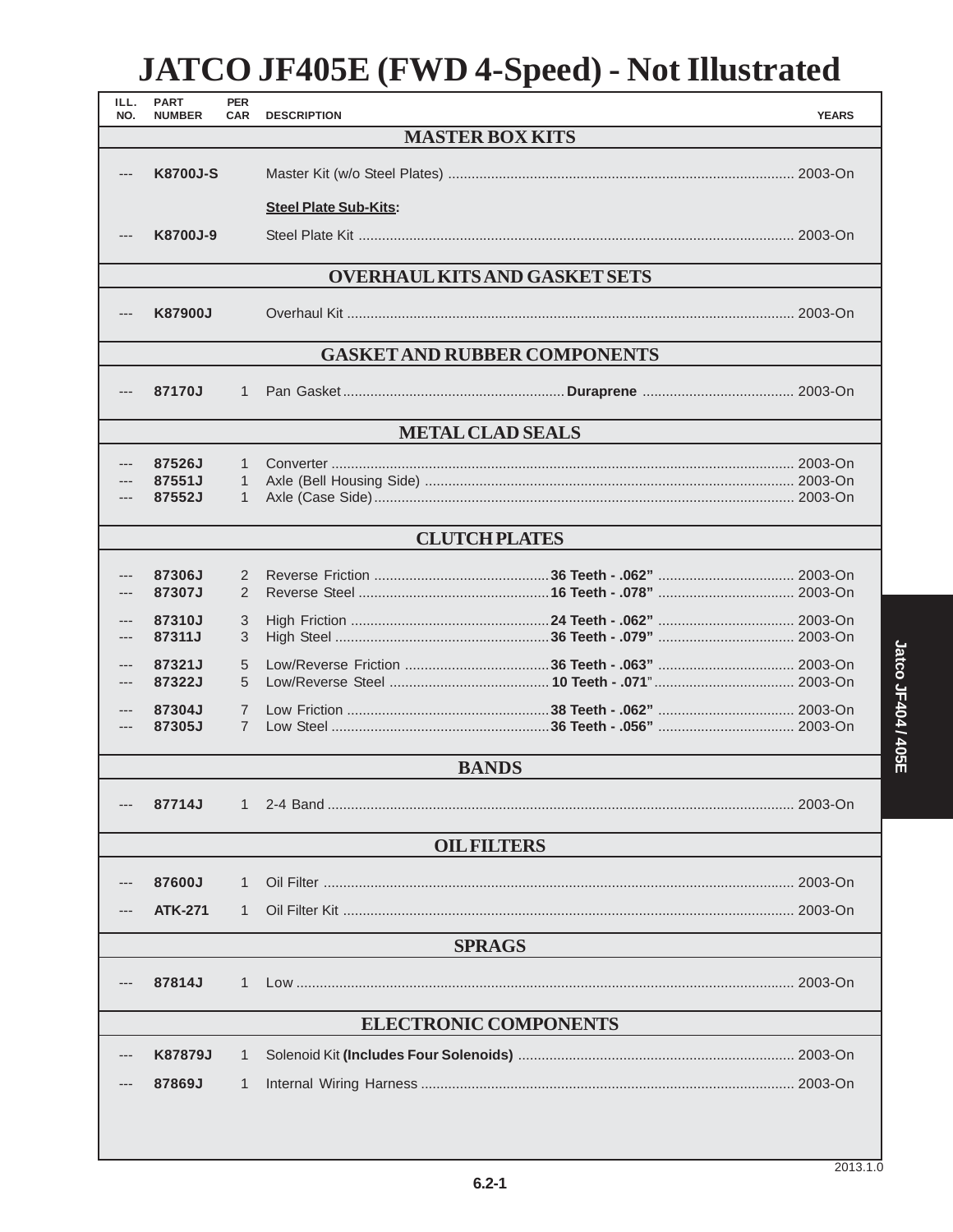# JATCO JF405E (FWD 4-Speed) - Not Illustrated

| ILL. NO. | PART NUMBER | PER CAR | DESCRIPTION | | YEARS |
|---|---|---|---|---|---|
| | | | **MASTER BOX KITS** | | |
| --- | **K8700J-S** | | Master Kit (w/o Steel Plates) | | 2003-On |
| | | | **Steel Plate Sub-Kits:** | | |
| --- | **K8700J-9** | | Steel Plate Kit | | 2003-On |
| | | | **OVERHAUL KITS AND GASKET SETS** | | |
| --- | **K87900J** | | Overhaul Kit | | 2003-On |
| | | | **GASKET AND RUBBER COMPONENTS** | | |
| --- | **87170J** | 1 | Pan Gasket | **Duraprene** | 2003-On |
| | | | **METAL CLAD SEALS** | | |
| --- | **87526J** | 1 | Converter | | 2003-On |
| --- | **87551J** | 1 | Axle (Bell Housing Side) | | 2003-On |
| --- | **87552J** | 1 | Axle (Case Side) | | 2003-On |
| | | | **CLUTCH PLATES** | | |
| --- | **87306J** | 2 | Reverse Friction | **36 Teeth - .062”** | 2003-On |
| --- | **87307J** | 2 | Reverse Steel | **16 Teeth - .078”** | 2003-On |
| --- | **87310J** | 3 | High Friction | **24 Teeth - .062”** | 2003-On |
| --- | **87311J** | 3 | High Steel | **36 Teeth - .079”** | 2003-On |
| --- | **87321J** | 5 | Low/Reverse Friction | **36 Teeth - .063”** | 2003-On |
| --- | **87322J** | 5 | Low/Reverse Steel | **10 Teeth - .071”** | 2003-On |
| --- | **87304J** | 7 | Low Friction | **38 Teeth - .062”** | 2003-On |
| --- | **87305J** | 7 | Low Steel | **36 Teeth - .056”** | 2003-On |
| | | | **BANDS** | | |
| --- | **87714J** | 1 | 2-4 Band | | 2003-On |
| | | | **OIL FILTERS** | | |
| --- | **87600J** | 1 | Oil Filter | | 2003-On |
| --- | **ATK-271** | 1 | Oil Filter Kit | | 2003-On |
| | | | **SPRAGS** | | |
| --- | **87814J** | 1 | Low | | 2003-On |
| | | | **ELECTRONIC COMPONENTS** | | |
| --- | **K87879J** | 1 | Solenoid Kit **(Includes Four Solenoids)** | | 2003-On |
| --- | **87869J** | 1 | Internal Wiring Harness | | 2003-On |

Jatco JF404 / 405E

2013.1.0